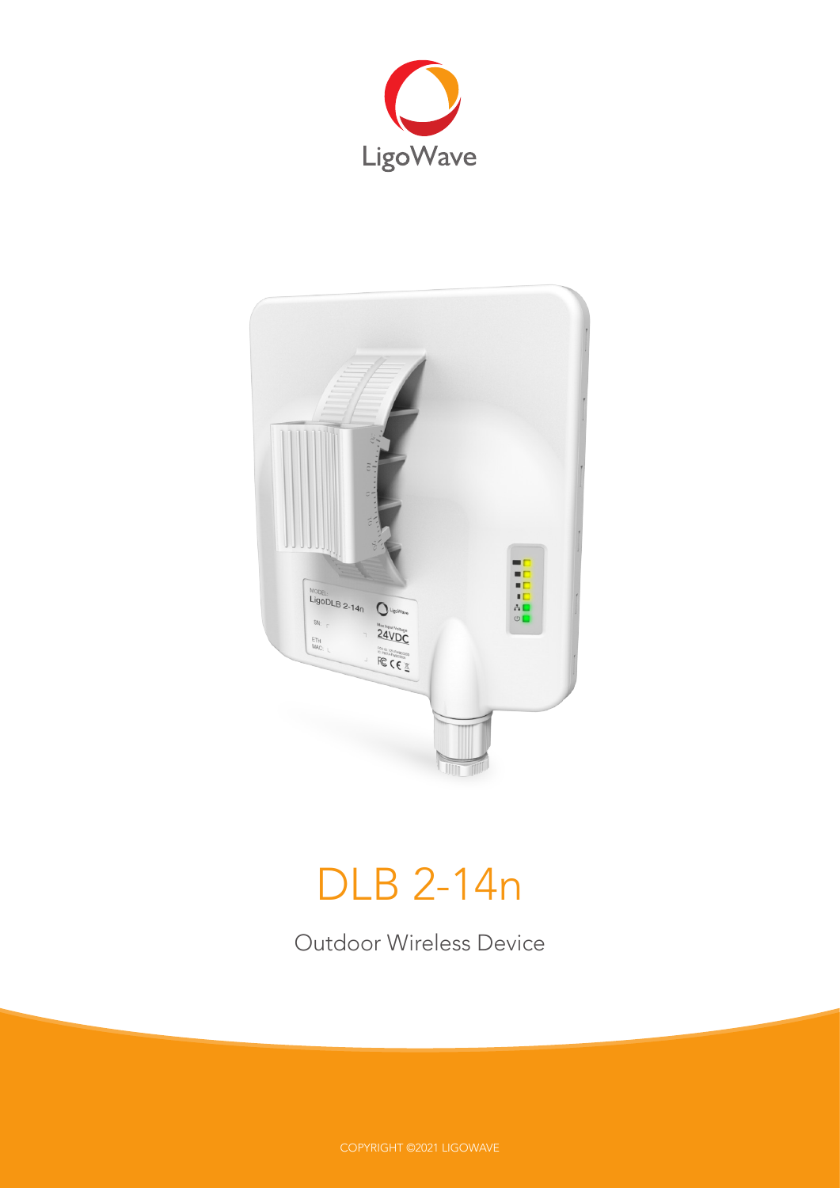LigoWave

# DLB 2-14n

Outdoor Wireless Device

COPYRIGHT ©2021 LIGOWAVE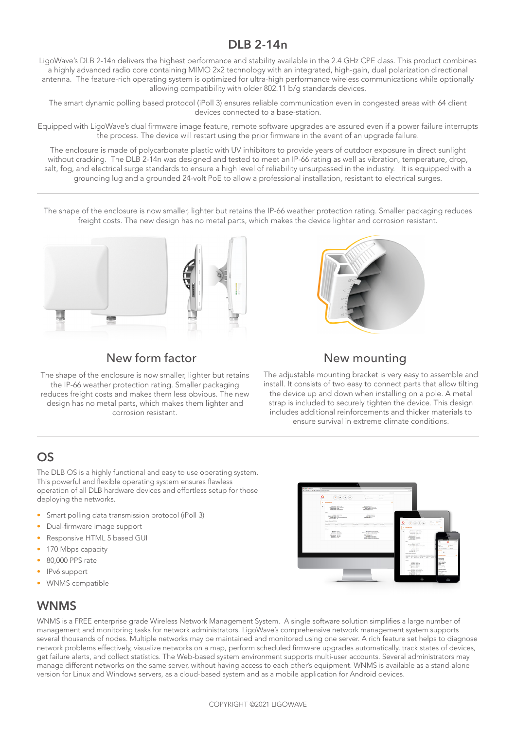# DLB 2-14n

LigoWave's DLB 2-14n delivers the highest performance and stability available in the 2.4 GHz CPE class. This product combines a highly advanced radio core containing MIMO 2x2 technology with an integrated, high-gain, dual polarization directional antenna. The feature-rich operating system is optimized for ultra-high performance wireless communications while optionally allowing compatibility with older 802.11 b/g standards devices.

The smart dynamic polling based protocol (iPoll 3) ensures reliable communication even in congested areas with 64 client devices connected to a base-station.

Equipped with LigoWave's dual firmware image feature, remote software upgrades are assured even if a power failure interrupts the process. The device will restart using the prior firmware in the event of an upgrade failure.

The enclosure is made of polycarbonate plastic with UV inhibitors to provide years of outdoor exposure in direct sunlight without cracking. The DLB 2-14n was designed and tested to meet an IP-66 rating as well as vibration, temperature, drop, salt, fog, and electrical surge standards to ensure a high level of reliability unsurpassed in the industry. It is equipped with a grounding lug and a grounded 24-volt PoE to allow a professional installation, resistant to electrical surges.

---

The shape of the enclosure is now smaller, lighter but retains the IP-66 weather protection rating. Smaller packaging reduces freight costs. The new design has no metal parts, which makes the device lighter and corrosion resistant.

### New form factor

The shape of the enclosure is now smaller, lighter but retains the IP-66 weather protection rating. Smaller packaging reduces freight costs and makes them less obvious. The new design has no metal parts, which makes them lighter and corrosion resistant.

### New mounting

The adjustable mounting bracket is very easy to assemble and install. It consists of two easy to connect parts that allow tilting the device up and down when installing on a pole. A metal strap is included to securely tighten the device. This design includes additional reinforcements and thicker materials to ensure survival in extreme climate conditions.

---

## OS

The DLB OS is a highly functional and easy to use operating system. This powerful and flexible operating system ensures flawless operation of all DLB hardware devices and effortless setup for those deploying the networks.

- Smart polling data transmission protocol (iPoll 3)
- Dual-firmware image support
- Responsive HTML 5 based GUI
- 170 Mbps capacity
- 80,000 PPS rate
- IPv6 support
- WNMS compatible

## WNMS

WNMS is a FREE enterprise grade Wireless Network Management System. A single software solution simplifies a large number of management and monitoring tasks for network administrators. LigoWave's comprehensive network management system supports several thousands of nodes. Multiple networks may be maintained and monitored using one server. A rich feature set helps to diagnose network problems effectively, visualize networks on a map, perform scheduled firmware upgrades automatically, track states of devices, get failure alerts, and collect statistics. The Web-based system environment supports multi-user accounts. Several administrators may manage different networks on the same server, without having access to each other's equipment. WNMS is available as a stand-alone version for Linux and Windows servers, as a cloud-based system and as a mobile application for Android devices.

COPYRIGHT ©2021 LIGOWAVE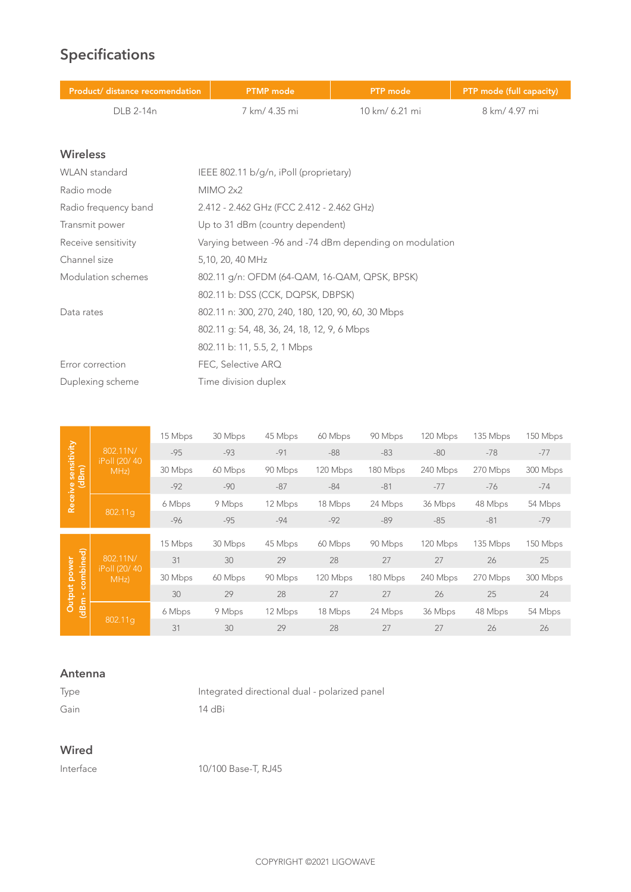## Specifications

| Product/ distance recomendation | PTMP mode | PTP mode | PTP mode (full capacity) |
|---|---|---|---|
| DLB 2-14n | 7 km/ 4.35 mi | 10 km/ 6.21 mi | 8 km/ 4.97 mi |

### Wireless

| | |
|---|---|
| WLAN standard | IEEE 802.11 b/g/n, iPoll (proprietary) |
| Radio mode | MIMO 2x2 |
| Radio frequency band | 2.412 - 2.462 GHz (FCC 2.412 - 2.462 GHz) |
| Transmit power | Up to 31 dBm (country dependent) |
| Receive sensitivity | Varying between -96 and -74 dBm depending on modulation |
| Channel size | 5,10, 20, 40 MHz |
| Modulation schemes | 802.11 g/n: OFDM (64-QAM, 16-QAM, QPSK, BPSK) |
| | 802.11 b: DSS (CCK, DQPSK, DBPSK) |
| Data rates | 802.11 n: 300, 270, 240, 180, 120, 90, 60, 30 Mbps |
| | 802.11 g: 54, 48, 36, 24, 18, 12, 9, 6 Mbps |
| | 802.11 b: 11, 5.5, 2, 1 Mbps |
| Error correction | FEC, Selective ARQ |
| Duplexing scheme | Time division duplex |

| | | | | | | | | | |
|---|---|---|---|---|---|---|---|---|---|
| Receive sensitivity (dBm) | 802.11N/ iPoll (20/ 40 MHz) | 15 Mbps | 30 Mbps | 45 Mbps | 60 Mbps | 90 Mbps | 120 Mbps | 135 Mbps | 150 Mbps |
| | | -95 | -93 | -91 | -88 | -83 | -80 | -78 | -77 |
| | | 30 Mbps | 60 Mbps | 90 Mbps | 120 Mbps | 180 Mbps | 240 Mbps | 270 Mbps | 300 Mbps |
| | | -92 | -90 | -87 | -84 | -81 | -77 | -76 | -74 |
| | 802.11g | 6 Mbps | 9 Mbps | 12 Mbps | 18 Mbps | 24 Mbps | 36 Mbps | 48 Mbps | 54 Mbps |
| | | -96 | -95 | -94 | -92 | -89 | -85 | -81 | -79 |
| Output power (dBm - combined) | 802.11N/ iPoll (20/ 40 MHz) | 15 Mbps | 30 Mbps | 45 Mbps | 60 Mbps | 90 Mbps | 120 Mbps | 135 Mbps | 150 Mbps |
| | | 31 | 30 | 29 | 28 | 27 | 27 | 26 | 25 |
| | | 30 Mbps | 60 Mbps | 90 Mbps | 120 Mbps | 180 Mbps | 240 Mbps | 270 Mbps | 300 Mbps |
| | | 30 | 29 | 28 | 27 | 27 | 26 | 25 | 24 |
| | 802.11g | 6 Mbps | 9 Mbps | 12 Mbps | 18 Mbps | 24 Mbps | 36 Mbps | 48 Mbps | 54 Mbps |
| | | 31 | 30 | 29 | 28 | 27 | 27 | 26 | 26 |

### Antenna

| | |
|---|---|
| Type | Integrated directional dual - polarized panel |
| Gain | 14 dBi |

### Wired

| | |
|---|---|
| Interface | 10/100 Base-T, RJ45 |

COPYRIGHT ©2021 LIGOWAVE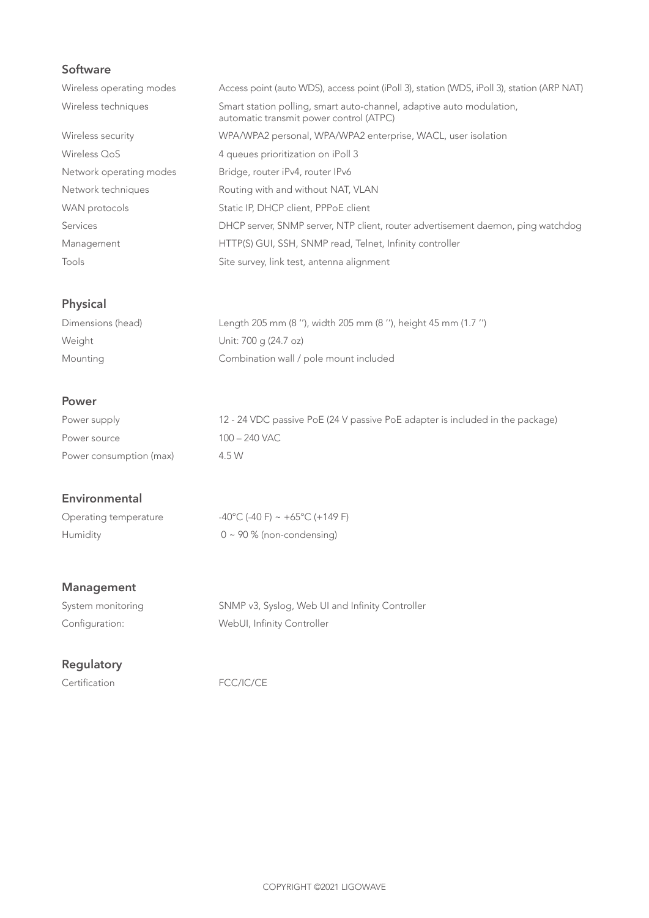## Software

| | |
|---|---|
| Wireless operating modes | Access point (auto WDS), access point (iPoll 3), station (WDS, iPoll 3), station (ARP NAT) |
| Wireless techniques | Smart station polling, smart auto-channel, adaptive auto modulation, automatic transmit power control (ATPC) |
| Wireless security | WPA/WPA2 personal, WPA/WPA2 enterprise, WACL, user isolation |
| Wireless QoS | 4 queues prioritization on iPoll 3 |
| Network operating modes | Bridge, router iPv4, router IPv6 |
| Network techniques | Routing with and without NAT, VLAN |
| WAN protocols | Static IP, DHCP client, PPPoE client |
| Services | DHCP server, SNMP server, NTP client, router advertisement daemon, ping watchdog |
| Management | HTTP(S) GUI, SSH, SNMP read, Telnet, Infinity controller |
| Tools | Site survey, link test, antenna alignment |

## Physical

| | |
|---|---|
| Dimensions (head) | Length 205 mm (8 ''), width 205 mm (8 ''), height 45 mm (1.7 '') |
| Weight | Unit: 700 g (24.7 oz) |
| Mounting | Combination wall / pole mount included |

## Power

| | |
|---|---|
| Power supply | 12 - 24 VDC passive PoE (24 V passive PoE adapter is included in the package) |
| Power source | 100 – 240 VAC |
| Power consumption (max) | 4.5 W |

## Environmental

| | |
|---|---|
| Operating temperature | -40°C (-40 F) ~ +65°C (+149 F) |
| Humidity | 0 ~ 90 % (non-condensing) |

## Management

| | |
|---|---|
| System monitoring | SNMP v3, Syslog, Web UI and Infinity Controller |
| Configuration: | WebUI, Infinity Controller |

## Regulatory

| | |
|---|---|
| Certification | FCC/IC/CE |

COPYRIGHT ©2021 LIGOWAVE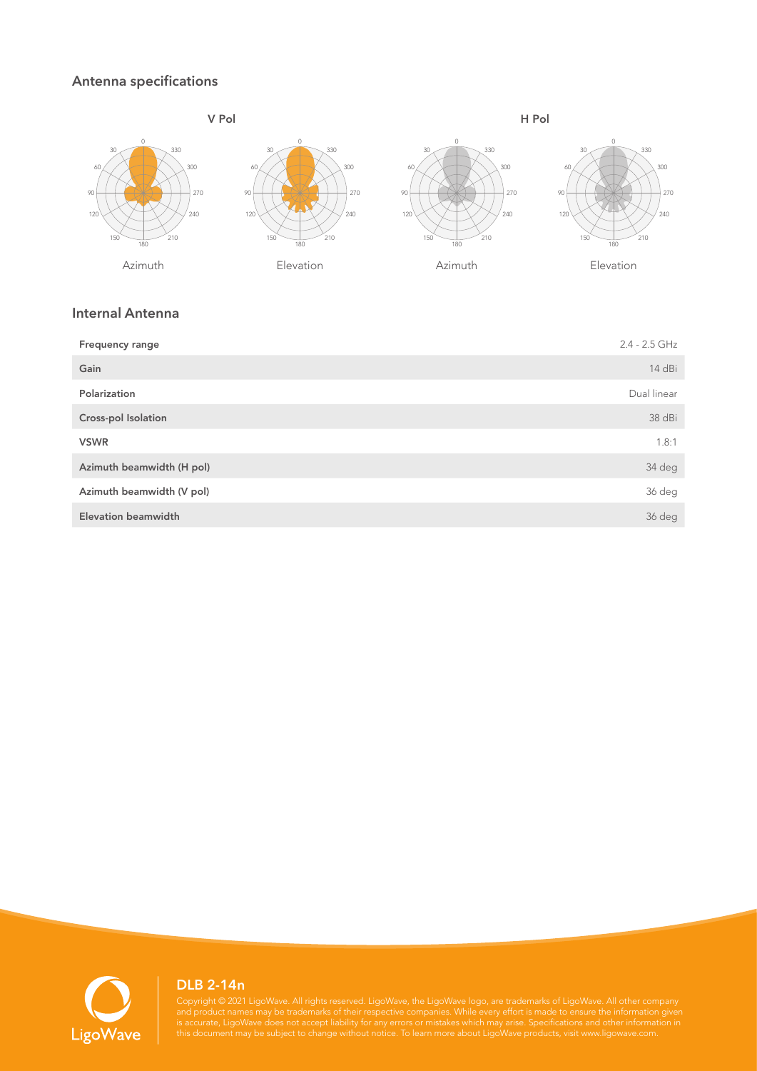## Antenna specifications

V Pol

H Pol

Azimuth

Elevation

Azimuth

Elevation

## Internal Antenna

| | |
|---|---|
| **Frequency range** | 2.4 - 2.5 GHz |
| **Gain** | 14 dBi |
| **Polarization** | Dual linear |
| **Cross-pol Isolation** | 38 dBi |
| **VSWR** | 1.8:1 |
| **Azimuth beamwidth (H pol)** | 34 deg |
| **Azimuth beamwidth (V pol)** | 36 deg |
| **Elevation beamwidth** | 36 deg |

**DLB 2-14n**

Copyright © 2021 LigoWave. All rights reserved. LigoWave, the LigoWave logo, are trademarks of LigoWave. All other company and product names may be trademarks of their respective companies. While every effort is made to ensure the information given is accurate, LigoWave does not accept liability for any errors or mistakes which may arise. Specifications and other information in this document may be subject to change without notice. To learn more about LigoWave products, visit www.ligowave.com.